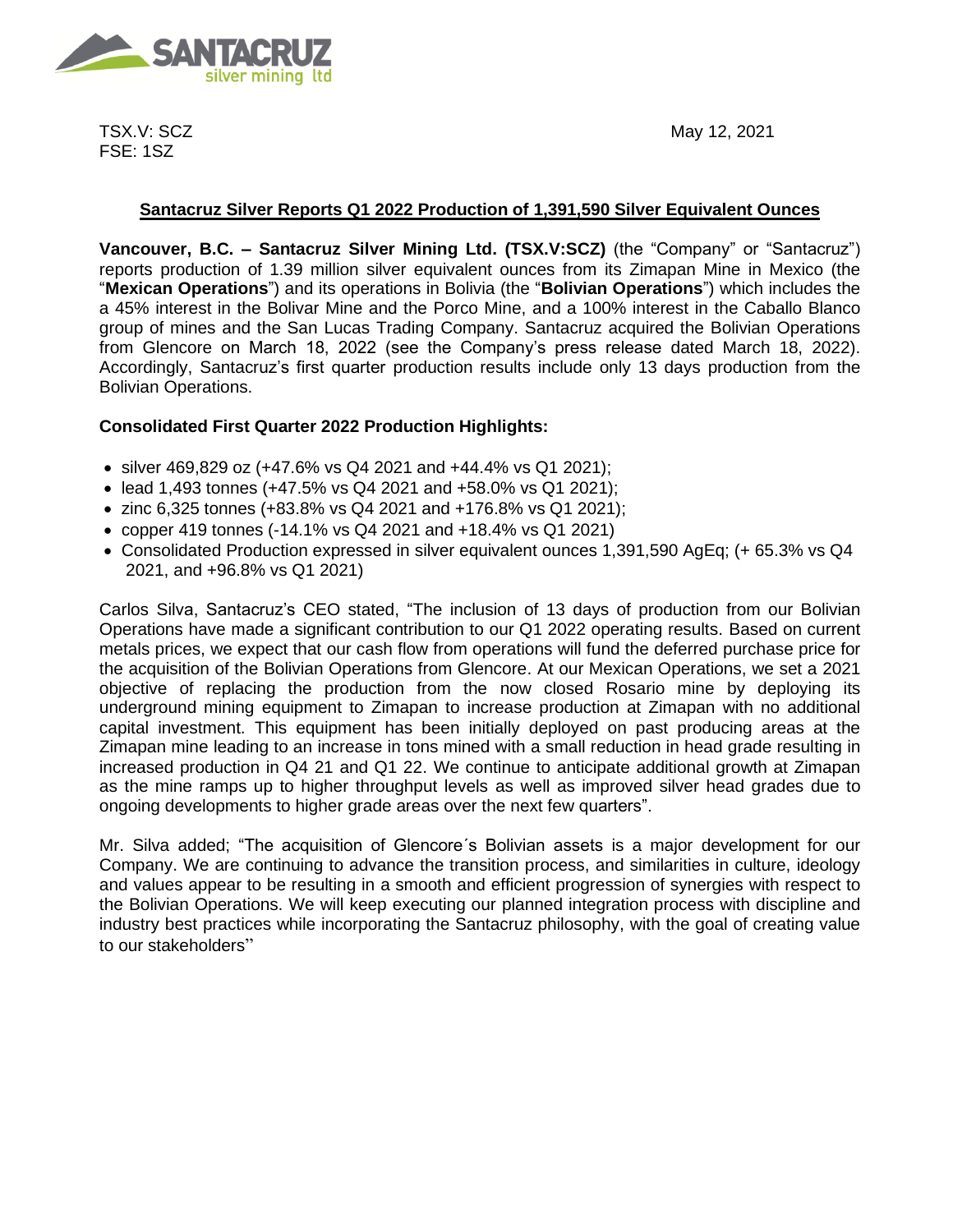TSX.V: SCZ
FSE: 1SZ

May 12, 2021

## Santacruz Silver Reports Q1 2022 Production of 1,391,590 Silver Equivalent Ounces

**Vancouver, B.C. – Santacruz Silver Mining Ltd. (TSX.V:SCZ)** (the "Company" or "Santacruz") reports production of 1.39 million silver equivalent ounces from its Zimapan Mine in Mexico (the "**Mexican Operations**") and its operations in Bolivia (the "**Bolivian Operations**") which includes the a 45% interest in the Bolivar Mine and the Porco Mine, and a 100% interest in the Caballo Blanco group of mines and the San Lucas Trading Company. Santacruz acquired the Bolivian Operations from Glencore on March 18, 2022 (see the Company's press release dated March 18, 2022). Accordingly, Santacruz's first quarter production results include only 13 days production from the Bolivian Operations.

### Consolidated First Quarter 2022 Production Highlights:

- silver 469,829 oz (+47.6% vs Q4 2021 and +44.4% vs Q1 2021);
- lead 1,493 tonnes (+47.5% vs Q4 2021 and +58.0% vs Q1 2021);
- zinc 6,325 tonnes (+83.8% vs Q4 2021 and +176.8% vs Q1 2021);
- copper 419 tonnes (-14.1% vs Q4 2021 and +18.4% vs Q1 2021)
- Consolidated Production expressed in silver equivalent ounces 1,391,590 AgEq; (+ 65.3% vs Q4 2021, and +96.8% vs Q1 2021)

Carlos Silva, Santacruz's CEO stated, "The inclusion of 13 days of production from our Bolivian Operations have made a significant contribution to our Q1 2022 operating results. Based on current metals prices, we expect that our cash flow from operations will fund the deferred purchase price for the acquisition of the Bolivian Operations from Glencore. At our Mexican Operations, we set a 2021 objective of replacing the production from the now closed Rosario mine by deploying its underground mining equipment to Zimapan to increase production at Zimapan with no additional capital investment. This equipment has been initially deployed on past producing areas at the Zimapan mine leading to an increase in tons mined with a small reduction in head grade resulting in increased production in Q4 21 and Q1 22. We continue to anticipate additional growth at Zimapan as the mine ramps up to higher throughput levels as well as improved silver head grades due to ongoing developments to higher grade areas over the next few quarters".

Mr. Silva added; "The acquisition of Glencore´s Bolivian assets is a major development for our Company. We are continuing to advance the transition process, and similarities in culture, ideology and values appear to be resulting in a smooth and efficient progression of synergies with respect to the Bolivian Operations. We will keep executing our planned integration process with discipline and industry best practices while incorporating the Santacruz philosophy, with the goal of creating value to our stakeholders"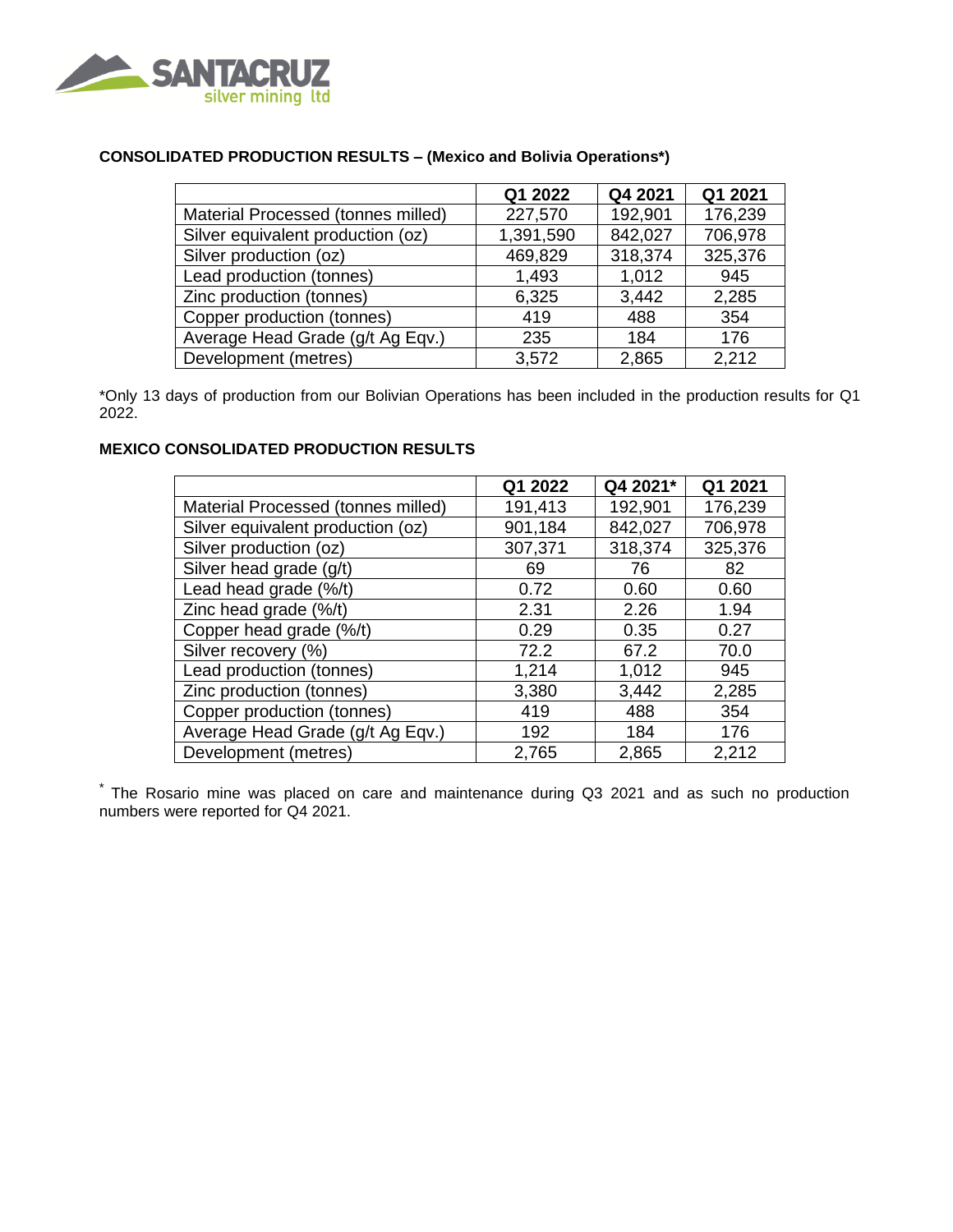**CONSOLIDATED PRODUCTION RESULTS – (Mexico and Bolivia Operations*)**

| | Q1 2022 | Q4 2021 | Q1 2021 |
|---|---|---|---|
| Material Processed (tonnes milled) | 227,570 | 192,901 | 176,239 |
| Silver equivalent production (oz) | 1,391,590 | 842,027 | 706,978 |
| Silver production (oz) | 469,829 | 318,374 | 325,376 |
| Lead production (tonnes) | 1,493 | 1,012 | 945 |
| Zinc production (tonnes) | 6,325 | 3,442 | 2,285 |
| Copper production (tonnes) | 419 | 488 | 354 |
| Average Head Grade (g/t Ag Eqv.) | 235 | 184 | 176 |
| Development (metres) | 3,572 | 2,865 | 2,212 |

*Only 13 days of production from our Bolivian Operations has been included in the production results for Q1 2022.

**MEXICO CONSOLIDATED PRODUCTION RESULTS**

| | Q1 2022 | Q4 2021* | Q1 2021 |
|---|---|---|---|
| Material Processed (tonnes milled) | 191,413 | 192,901 | 176,239 |
| Silver equivalent production (oz) | 901,184 | 842,027 | 706,978 |
| Silver production (oz) | 307,371 | 318,374 | 325,376 |
| Silver head grade (g/t) | 69 | 76 | 82 |
| Lead head grade (%/t) | 0.72 | 0.60 | 0.60 |
| Zinc head grade (%/t) | 2.31 | 2.26 | 1.94 |
| Copper head grade (%/t) | 0.29 | 0.35 | 0.27 |
| Silver recovery (%) | 72.2 | 67.2 | 70.0 |
| Lead production (tonnes) | 1,214 | 1,012 | 945 |
| Zinc production (tonnes) | 3,380 | 3,442 | 2,285 |
| Copper production (tonnes) | 419 | 488 | 354 |
| Average Head Grade (g/t Ag Eqv.) | 192 | 184 | 176 |
| Development (metres) | 2,765 | 2,865 | 2,212 |

* The Rosario mine was placed on care and maintenance during Q3 2021 and as such no production numbers were reported for Q4 2021.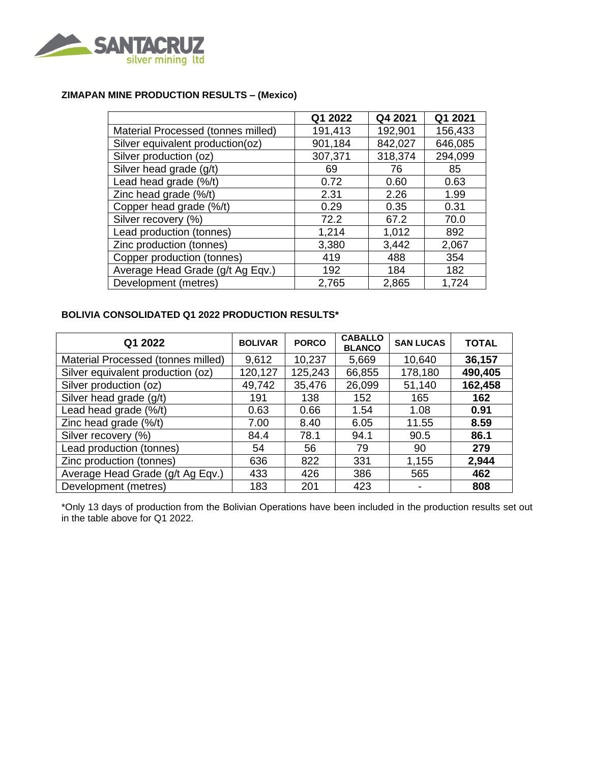**ZIMAPAN MINE PRODUCTION RESULTS – (Mexico)**

| | Q1 2022 | Q4 2021 | Q1 2021 |
|---|---|---|---|
| Material Processed (tonnes milled) | 191,413 | 192,901 | 156,433 |
| Silver equivalent production(oz) | 901,184 | 842,027 | 646,085 |
| Silver production (oz) | 307,371 | 318,374 | 294,099 |
| Silver head grade (g/t) | 69 | 76 | 85 |
| Lead head grade (%/t) | 0.72 | 0.60 | 0.63 |
| Zinc head grade (%/t) | 2.31 | 2.26 | 1.99 |
| Copper head grade (%/t) | 0.29 | 0.35 | 0.31 |
| Silver recovery (%) | 72.2 | 67.2 | 70.0 |
| Lead production (tonnes) | 1,214 | 1,012 | 892 |
| Zinc production (tonnes) | 3,380 | 3,442 | 2,067 |
| Copper production (tonnes) | 419 | 488 | 354 |
| Average Head Grade (g/t Ag Eqv.) | 192 | 184 | 182 |
| Development (metres) | 2,765 | 2,865 | 1,724 |

**BOLIVIA CONSOLIDATED Q1 2022 PRODUCTION RESULTS***

| Q1 2022 | BOLIVAR | PORCO | CABALLO BLANCO | SAN LUCAS | TOTAL |
|---|---|---|---|---|---|
| Material Processed (tonnes milled) | 9,612 | 10,237 | 5,669 | 10,640 | **36,157** |
| Silver equivalent production (oz) | 120,127 | 125,243 | 66,855 | 178,180 | **490,405** |
| Silver production (oz) | 49,742 | 35,476 | 26,099 | 51,140 | **162,458** |
| Silver head grade (g/t) | 191 | 138 | 152 | 165 | **162** |
| Lead head grade (%/t) | 0.63 | 0.66 | 1.54 | 1.08 | **0.91** |
| Zinc head grade (%/t) | 7.00 | 8.40 | 6.05 | 11.55 | **8.59** |
| Silver recovery (%) | 84.4 | 78.1 | 94.1 | 90.5 | **86.1** |
| Lead production (tonnes) | 54 | 56 | 79 | 90 | **279** |
| Zinc production (tonnes) | 636 | 822 | 331 | 1,155 | **2,944** |
| Average Head Grade (g/t Ag Eqv.) | 433 | 426 | 386 | 565 | **462** |
| Development (metres) | 183 | 201 | 423 | - | **808** |

*Only 13 days of production from the Bolivian Operations have been included in the production results set out in the table above for Q1 2022.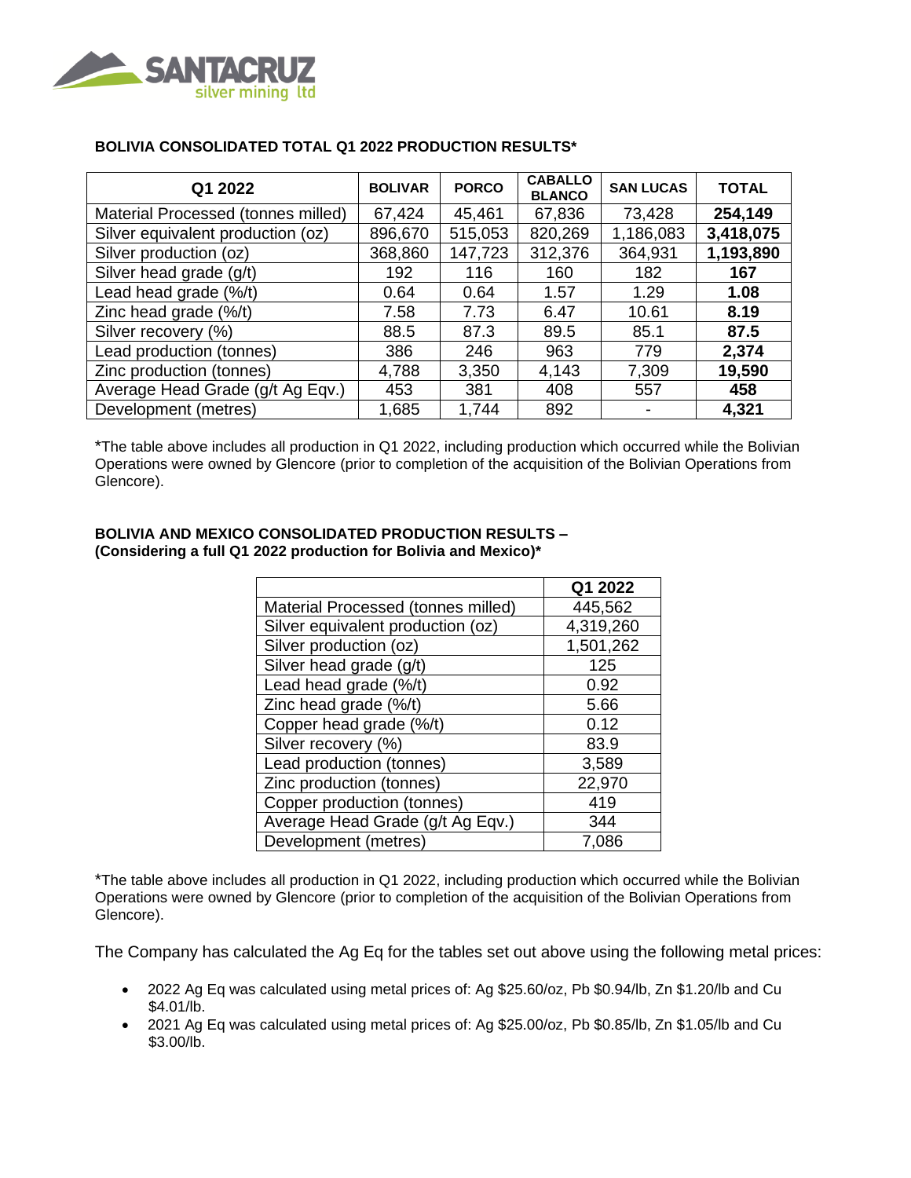**BOLIVIA CONSOLIDATED TOTAL Q1 2022 PRODUCTION RESULTS***

| Q1 2022 | BOLIVAR | PORCO | CABALLO BLANCO | SAN LUCAS | TOTAL |
|---|---|---|---|---|---|
| Material Processed (tonnes milled) | 67,424 | 45,461 | 67,836 | 73,428 | **254,149** |
| Silver equivalent production (oz) | 896,670 | 515,053 | 820,269 | 1,186,083 | **3,418,075** |
| Silver production (oz) | 368,860 | 147,723 | 312,376 | 364,931 | **1,193,890** |
| Silver head grade (g/t) | 192 | 116 | 160 | 182 | **167** |
| Lead head grade (%/t) | 0.64 | 0.64 | 1.57 | 1.29 | **1.08** |
| Zinc head grade (%/t) | 7.58 | 7.73 | 6.47 | 10.61 | **8.19** |
| Silver recovery (%) | 88.5 | 87.3 | 89.5 | 85.1 | **87.5** |
| Lead production (tonnes) | 386 | 246 | 963 | 779 | **2,374** |
| Zinc production (tonnes) | 4,788 | 3,350 | 4,143 | 7,309 | **19,590** |
| Average Head Grade (g/t Ag Eqv.) | 453 | 381 | 408 | 557 | **458** |
| Development (metres) | 1,685 | 1,744 | 892 | - | **4,321** |

*The table above includes all production in Q1 2022, including production which occurred while the Bolivian Operations were owned by Glencore (prior to completion of the acquisition of the Bolivian Operations from Glencore).

**BOLIVIA AND MEXICO CONSOLIDATED PRODUCTION RESULTS – (Considering a full Q1 2022 production for Bolivia and Mexico)***

| | Q1 2022 |
|---|---|
| Material Processed (tonnes milled) | 445,562 |
| Silver equivalent production (oz) | 4,319,260 |
| Silver production (oz) | 1,501,262 |
| Silver head grade (g/t) | 125 |
| Lead head grade (%/t) | 0.92 |
| Zinc head grade (%/t) | 5.66 |
| Copper head grade (%/t) | 0.12 |
| Silver recovery (%) | 83.9 |
| Lead production (tonnes) | 3,589 |
| Zinc production (tonnes) | 22,970 |
| Copper production (tonnes) | 419 |
| Average Head Grade (g/t Ag Eqv.) | 344 |
| Development (metres) | 7,086 |

*The table above includes all production in Q1 2022, including production which occurred while the Bolivian Operations were owned by Glencore (prior to completion of the acquisition of the Bolivian Operations from Glencore).

The Company has calculated the Ag Eq for the tables set out above using the following metal prices:

- 2022 Ag Eq was calculated using metal prices of: Ag $25.60/oz, Pb $0.94/lb, Zn $1.20/lb and Cu $4.01/lb.
- 2021 Ag Eq was calculated using metal prices of: Ag $25.00/oz, Pb $0.85/lb, Zn $1.05/lb and Cu $3.00/lb.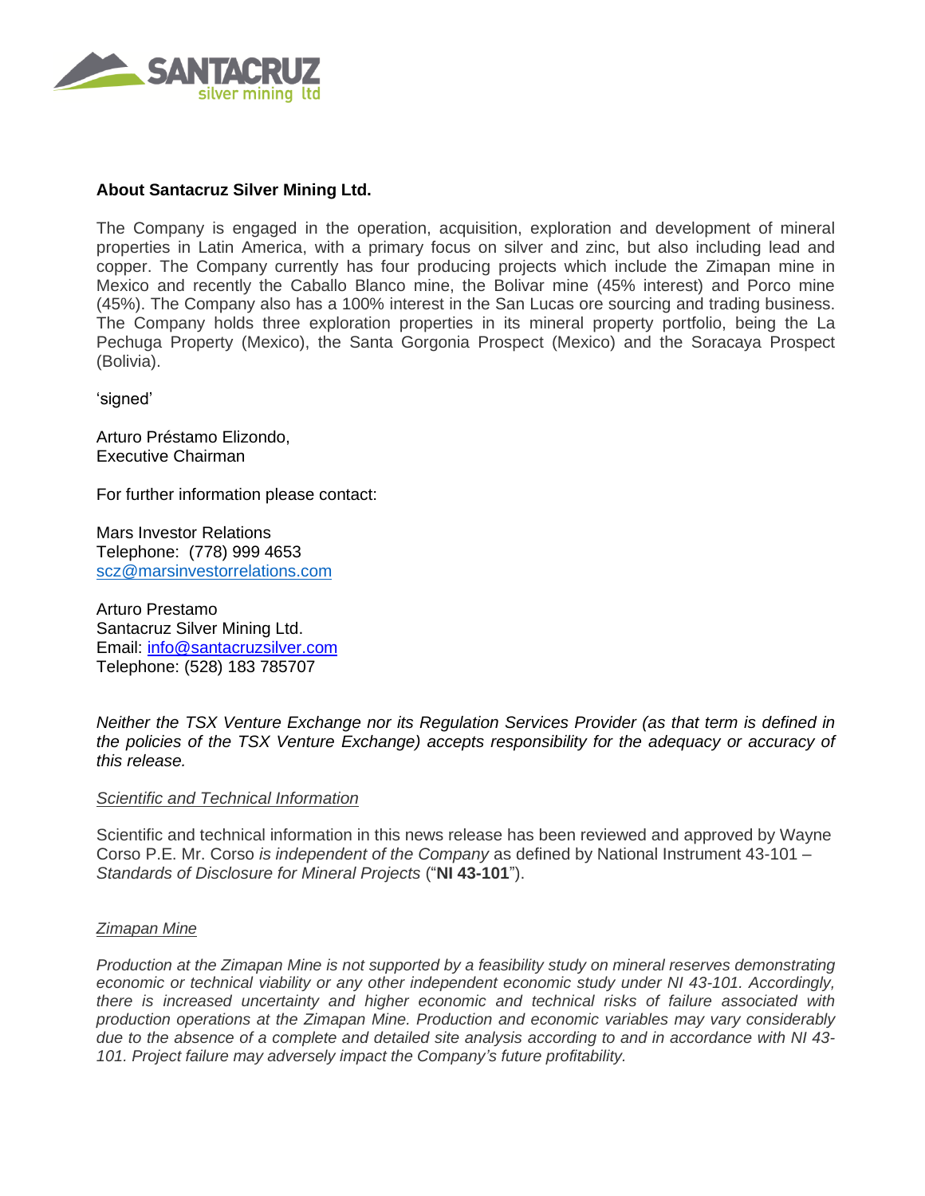**About Santacruz Silver Mining Ltd.**

The Company is engaged in the operation, acquisition, exploration and development of mineral properties in Latin America, with a primary focus on silver and zinc, but also including lead and copper. The Company currently has four producing projects which include the Zimapan mine in Mexico and recently the Caballo Blanco mine, the Bolivar mine (45% interest) and Porco mine (45%). The Company also has a 100% interest in the San Lucas ore sourcing and trading business. The Company holds three exploration properties in its mineral property portfolio, being the La Pechuga Property (Mexico), the Santa Gorgonia Prospect (Mexico) and the Soracaya Prospect (Bolivia).

'signed'

Arturo Préstamo Elizondo,
Executive Chairman

For further information please contact:

Mars Investor Relations
Telephone: (778) 999 4653
scz@marsinvestorrelations.com

Arturo Prestamo
Santacruz Silver Mining Ltd.
Email: info@santacruzsilver.com
Telephone: (528) 183 785707

*Neither the TSX Venture Exchange nor its Regulation Services Provider (as that term is defined in the policies of the TSX Venture Exchange) accepts responsibility for the adequacy or accuracy of this release.*

*Scientific and Technical Information*

Scientific and technical information in this news release has been reviewed and approved by Wayne Corso P.E. Mr. Corso *is independent of the Company* as defined by National Instrument 43-101 – *Standards of Disclosure for Mineral Projects* ("**NI 43-101**").

*Zimapan Mine*

*Production at the Zimapan Mine is not supported by a feasibility study on mineral reserves demonstrating economic or technical viability or any other independent economic study under NI 43-101. Accordingly, there is increased uncertainty and higher economic and technical risks of failure associated with production operations at the Zimapan Mine. Production and economic variables may vary considerably due to the absence of a complete and detailed site analysis according to and in accordance with NI 43-101. Project failure may adversely impact the Company's future profitability.*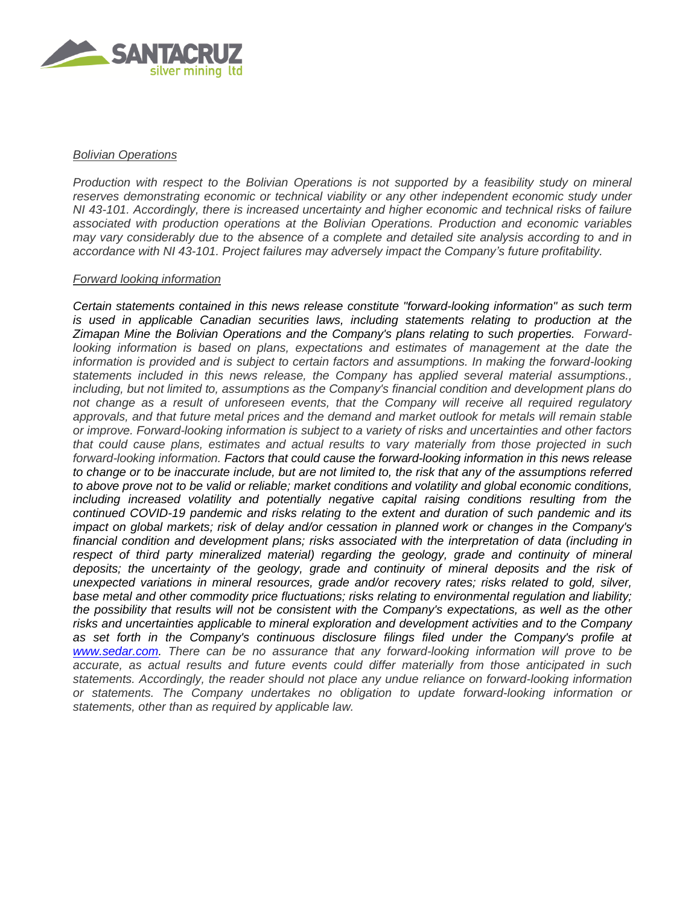*Bolivian Operations*

*Production with respect to the Bolivian Operations is not supported by a feasibility study on mineral reserves demonstrating economic or technical viability or any other independent economic study under NI 43-101. Accordingly, there is increased uncertainty and higher economic and technical risks of failure associated with production operations at the Bolivian Operations. Production and economic variables may vary considerably due to the absence of a complete and detailed site analysis according to and in accordance with NI 43-101. Project failures may adversely impact the Company's future profitability.*

*Forward looking information*

*Certain statements contained in this news release constitute "forward-looking information" as such term is used in applicable Canadian securities laws, including statements relating to production at the Zimapan Mine the Bolivian Operations and the Company's plans relating to such properties. Forward-looking information is based on plans, expectations and estimates of management at the date the information is provided and is subject to certain factors and assumptions. In making the forward-looking statements included in this news release, the Company has applied several material assumptions., including, but not limited to, assumptions as the Company's financial condition and development plans do not change as a result of unforeseen events, that the Company will receive all required regulatory approvals, and that future metal prices and the demand and market outlook for metals will remain stable or improve. Forward-looking information is subject to a variety of risks and uncertainties and other factors that could cause plans, estimates and actual results to vary materially from those projected in such forward-looking information. Factors that could cause the forward-looking information in this news release to change or to be inaccurate include, but are not limited to, the risk that any of the assumptions referred to above prove not to be valid or reliable; market conditions and volatility and global economic conditions, including increased volatility and potentially negative capital raising conditions resulting from the continued COVID-19 pandemic and risks relating to the extent and duration of such pandemic and its impact on global markets; risk of delay and/or cessation in planned work or changes in the Company's financial condition and development plans; risks associated with the interpretation of data (including in respect of third party mineralized material) regarding the geology, grade and continuity of mineral deposits; the uncertainty of the geology, grade and continuity of mineral deposits and the risk of unexpected variations in mineral resources, grade and/or recovery rates; risks related to gold, silver, base metal and other commodity price fluctuations; risks relating to environmental regulation and liability; the possibility that results will not be consistent with the Company's expectations, as well as the other risks and uncertainties applicable to mineral exploration and development activities and to the Company as set forth in the Company's continuous disclosure filings filed under the Company's profile at [www.sedar.com](http://www.sedar.com). There can be no assurance that any forward-looking information will prove to be accurate, as actual results and future events could differ materially from those anticipated in such statements. Accordingly, the reader should not place any undue reliance on forward-looking information or statements. The Company undertakes no obligation to update forward-looking information or statements, other than as required by applicable law.*